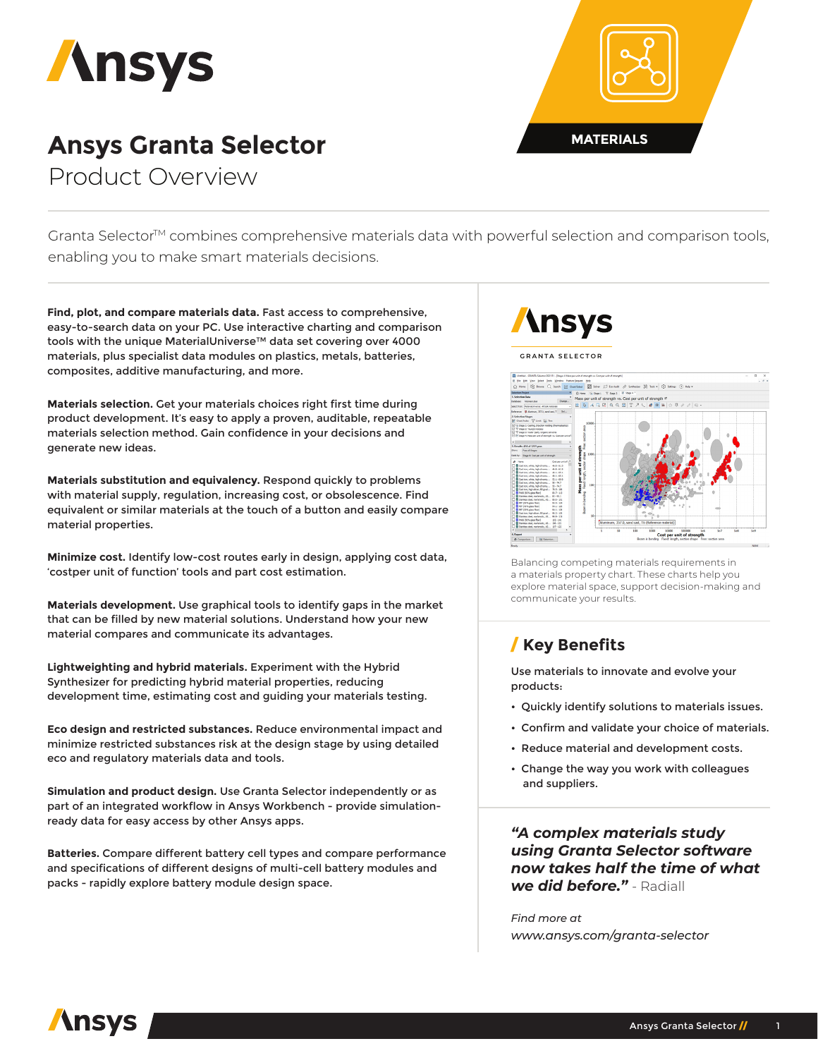# Ansys Granta Selector

## Product Overview

MATERIALS

Granta Selector™ combines comprehensive materials data with powerful selection and comparison tools, enabling you to make smart materials decisions.

**Find, plot, and compare materials data.** Fast access to comprehensive, easy-to-search data on your PC. Use interactive charting and comparison tools with the unique MaterialUniverse™ data set covering over 4000 materials, plus specialist data modules on plastics, metals, batteries, composites, additive manufacturing, and more.

**Materials selection.** Get your materials choices right first time during product development. It's easy to apply a proven, auditable, repeatable materials selection method. Gain confidence in your decisions and generate new ideas.

**Materials substitution and equivalency.** Respond quickly to problems with material supply, regulation, increasing cost, or obsolescence. Find equivalent or similar materials at the touch of a button and easily compare material properties.

**Minimize cost.** Identify low-cost routes early in design, applying cost data, 'costper unit of function' tools and part cost estimation.

**Materials development.** Use graphical tools to identify gaps in the market that can be filled by new material solutions. Understand how your new material compares and communicate its advantages.

**Lightweighting and hybrid materials.** Experiment with the Hybrid Synthesizer for predicting hybrid material properties, reducing development time, estimating cost and guiding your materials testing.

**Eco design and restricted substances.** Reduce environmental impact and minimize restricted substances risk at the design stage by using detailed eco and regulatory materials data and tools.

**Simulation and product design.** Use Granta Selector independently or as part of an integrated workflow in Ansys Workbench - provide simulation-ready data for easy access by other Ansys apps.

**Batteries.** Compare different battery cell types and compare performance and specifications of different designs of multi-cell battery modules and packs - rapidly explore battery module design space.

Ansys GRANTA SELECTOR

Balancing competing materials requirements in a materials property chart. These charts help you explore material space, support decision-making and communicate your results.

## Key Benefits

Use materials to innovate and evolve your products:

- Quickly identify solutions to materials issues.
- Confirm and validate your choice of materials.
- Reduce material and development costs.
- Change the way you work with colleagues and suppliers.

***"A complex materials study using Granta Selector software now takes half the time of what we did before."*** - Radiall

*Find more at*
*www.ansys.com/granta-selector*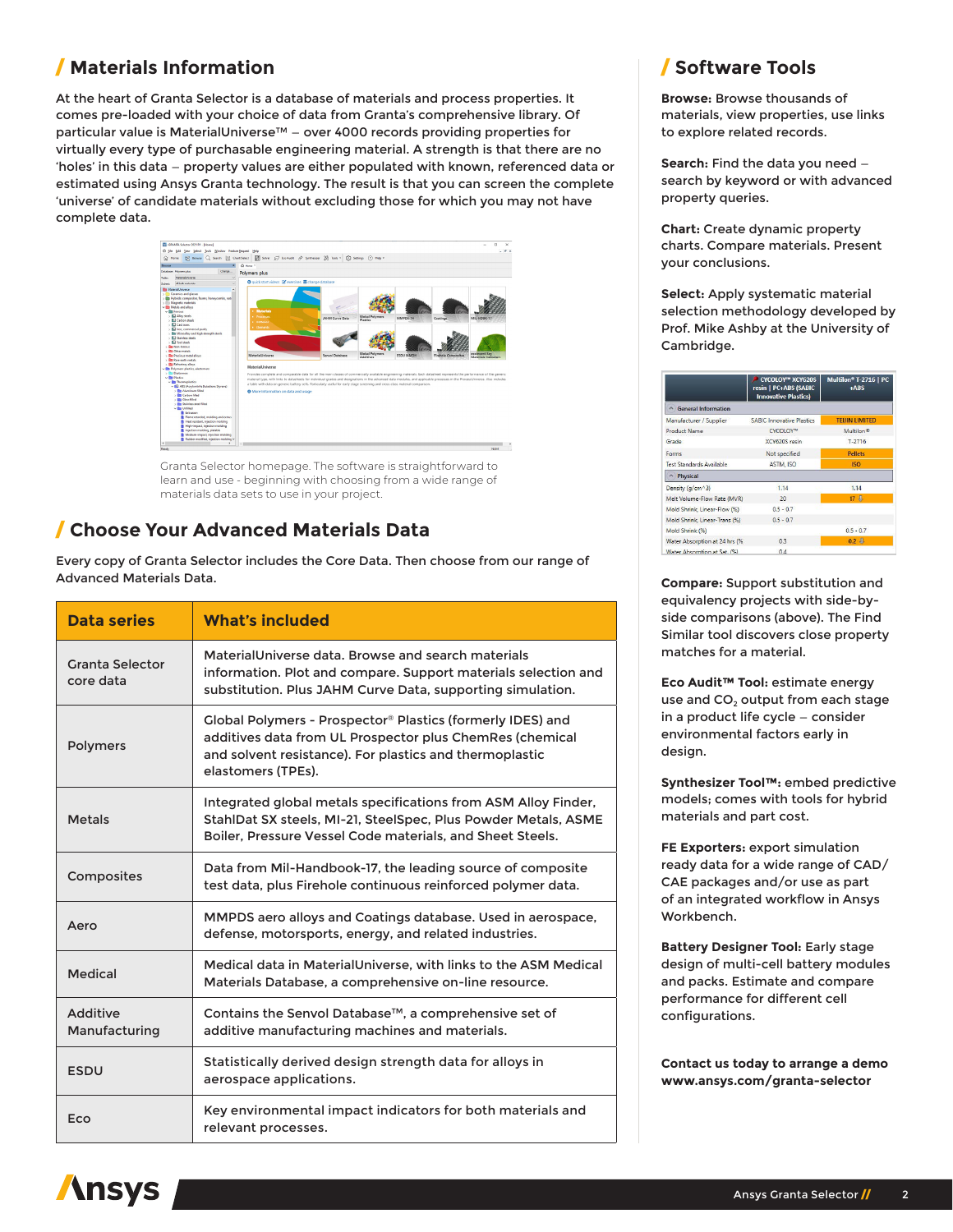## / Materials Information

At the heart of Granta Selector is a database of materials and process properties. It comes pre-loaded with your choice of data from Granta's comprehensive library. Of particular value is MaterialUniverse™ – over 4000 records providing properties for virtually every type of purchasable engineering material. A strength is that there are no 'holes' in this data – property values are either populated with known, referenced data or estimated using Ansys Granta technology. The result is that you can screen the complete 'universe' of candidate materials without excluding those for which you may not have complete data.

Granta Selector homepage. The software is straightforward to learn and use - beginning with choosing from a wide range of materials data sets to use in your project.

## / Choose Your Advanced Materials Data

Every copy of Granta Selector includes the Core Data. Then choose from our range of Advanced Materials Data.

| Data series | What's included |
|---|---|
| Granta Selector core data | MaterialUniverse data. Browse and search materials information. Plot and compare. Support materials selection and substitution. Plus JAHM Curve Data, supporting simulation. |
| Polymers | Global Polymers - Prospector® Plastics (formerly IDES) and additives data from UL Prospector plus ChemRes (chemical and solvent resistance). For plastics and thermoplastic elastomers (TPEs). |
| Metals | Integrated global metals specifications from ASM Alloy Finder, StahlDat SX steels, MI-21, SteelSpec, Plus Powder Metals, ASME Boiler, Pressure Vessel Code materials, and Sheet Steels. |
| Composites | Data from Mil-Handbook-17, the leading source of composite test data, plus Firehole continuous reinforced polymer data. |
| Aero | MMPDS aero alloys and Coatings database. Used in aerospace, defense, motorsports, energy, and related industries. |
| Medical | Medical data in MaterialUniverse, with links to the ASM Medical Materials Database, a comprehensive on-line resource. |
| Additive Manufacturing | Contains the Senvol Database™, a comprehensive set of additive manufacturing machines and materials. |
| ESDU | Statistically derived design strength data for alloys in aerospace applications. |
| Eco | Key environmental impact indicators for both materials and relevant processes. |

## / Software Tools

**Browse:** Browse thousands of materials, view properties, use links to explore related records.

**Search:** Find the data you need – search by keyword or with advanced property queries.

**Chart:** Create dynamic property charts. Compare materials. Present your conclusions.

**Select:** Apply systematic material selection methodology developed by Prof. Mike Ashby at the University of Cambridge.

**Compare:** Support substitution and equivalency projects with side-by-side comparisons (above). The Find Similar tool discovers close property matches for a material.

**Eco Audit™ Tool:** estimate energy use and $CO_2$ output from each stage in a product life cycle – consider environmental factors early in design.

**Synthesizer Tool™:** embed predictive models; comes with tools for hybrid materials and part cost.

**FE Exporters:** export simulation ready data for a wide range of CAD/CAE packages and/or use as part of an integrated workflow in Ansys Workbench.

**Battery Designer Tool:** Early stage design of multi-cell battery modules and packs. Estimate and compare performance for different cell configurations.

**Contact us today to arrange a demo**
**www.ansys.com/granta-selector**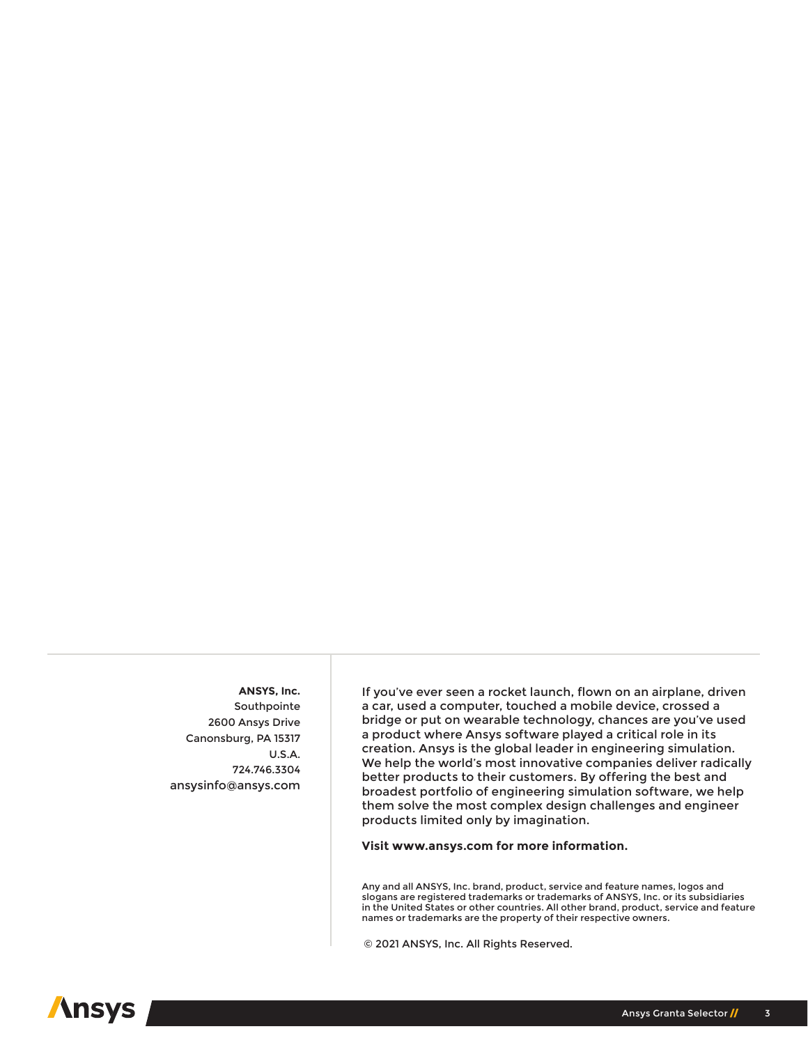**ANSYS, Inc.**
Southpointe
2600 Ansys Drive
Canonsburg, PA 15317
U.S.A.
724.746.3304
ansysinfo@ansys.com

If you've ever seen a rocket launch, flown on an airplane, driven a car, used a computer, touched a mobile device, crossed a bridge or put on wearable technology, chances are you've used a product where Ansys software played a critical role in its creation. Ansys is the global leader in engineering simulation. We help the world's most innovative companies deliver radically better products to their customers. By offering the best and broadest portfolio of engineering simulation software, we help them solve the most complex design challenges and engineer products limited only by imagination.

**Visit www.ansys.com for more information.**

Any and all ANSYS, Inc. brand, product, service and feature names, logos and slogans are registered trademarks or trademarks of ANSYS, Inc. or its subsidiaries in the United States or other countries. All other brand, product, service and feature names or trademarks are the property of their respective owners.

© 2021 ANSYS, Inc. All Rights Reserved.